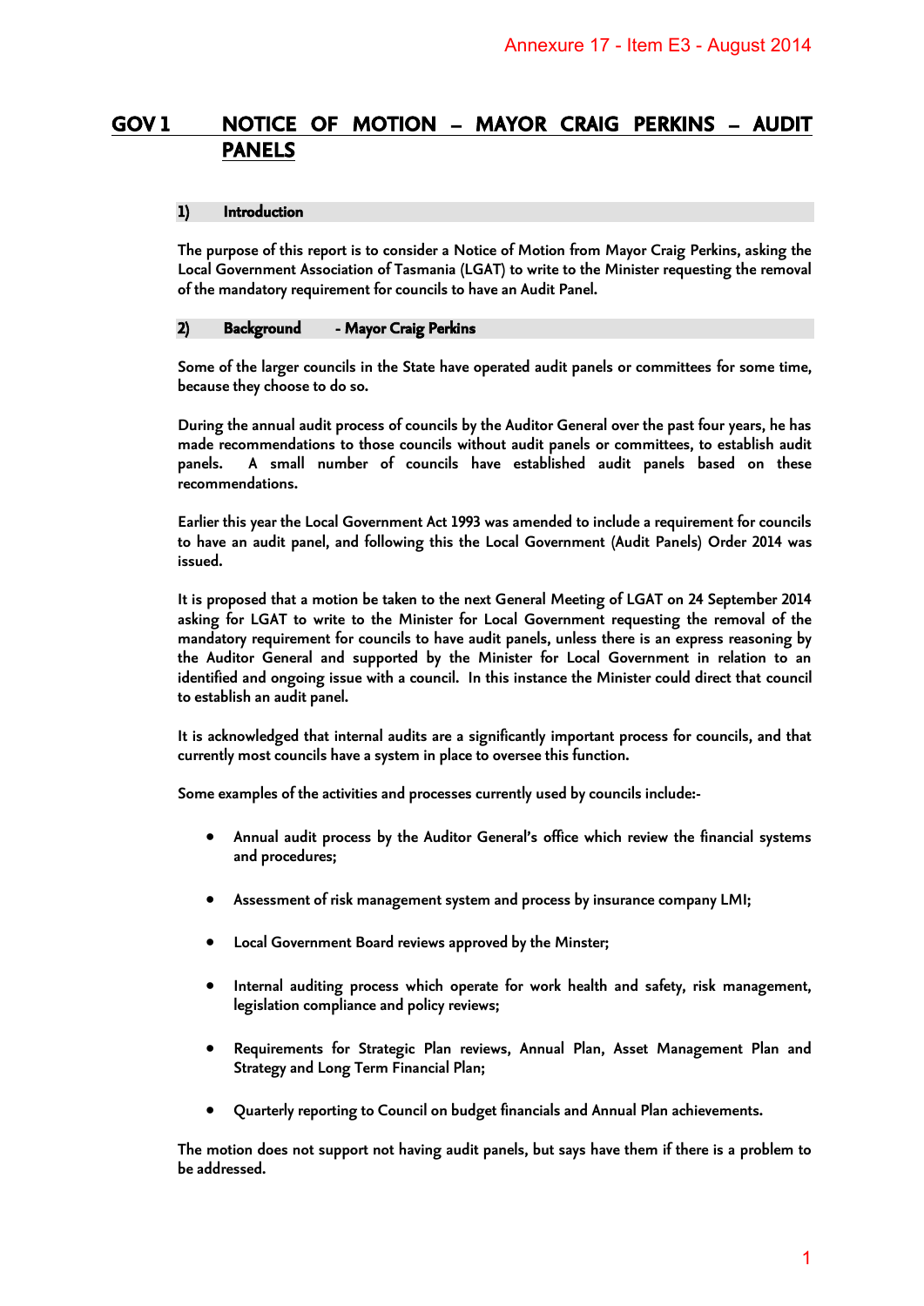Annexure 17 - Item E3 - August 2014

# GOV 1 NOTICE OF MOTION – MAYOR CRAIG PERKINS – AUDIT PANELS

## 1) Introduction

The purpose of this report is to consider a Notice of Motion from Mayor Craig Perkins, asking the Local Government Association of Tasmania (LGAT) to write to the Minister requesting the removal of the mandatory requirement for councils to have an Audit Panel.

## 2) Background - Mayor Craig Perkins

Some of the larger councils in the State have operated audit panels or committees for some time, because they choose to do so.

During the annual audit process of councils by the Auditor General over the past four years, he has made recommendations to those councils without audit panels or committees, to establish audit panels. A small number of councils have established audit panels based on these recommendations.

Earlier this year the Local Government Act 1993 was amended to include a requirement for councils to have an audit panel, and following this the Local Government (Audit Panels) Order 2014 was issued.

It is proposed that a motion be taken to the next General Meeting of LGAT on 24 September 2014 asking for LGAT to write to the Minister for Local Government requesting the removal of the mandatory requirement for councils to have audit panels, unless there is an express reasoning by the Auditor General and supported by the Minister for Local Government in relation to an identified and ongoing issue with a council. In this instance the Minister could direct that council to establish an audit panel.

It is acknowledged that internal audits are a significantly important process for councils, and that currently most councils have a system in place to oversee this function.

Some examples of the activities and processes currently used by councils include:-

- Annual audit process by the Auditor General's office which review the financial systems and procedures;
- Assessment of risk management system and process by insurance company LMI;
- Local Government Board reviews approved by the Minster;
- Internal auditing process which operate for work health and safety, risk management, legislation compliance and policy reviews;
- Requirements for Strategic Plan reviews, Annual Plan, Asset Management Plan and Strategy and Long Term Financial Plan;
- Quarterly reporting to Council on budget financials and Annual Plan achievements.

The motion does not support not having audit panels, but says have them if there is a problem to be addressed.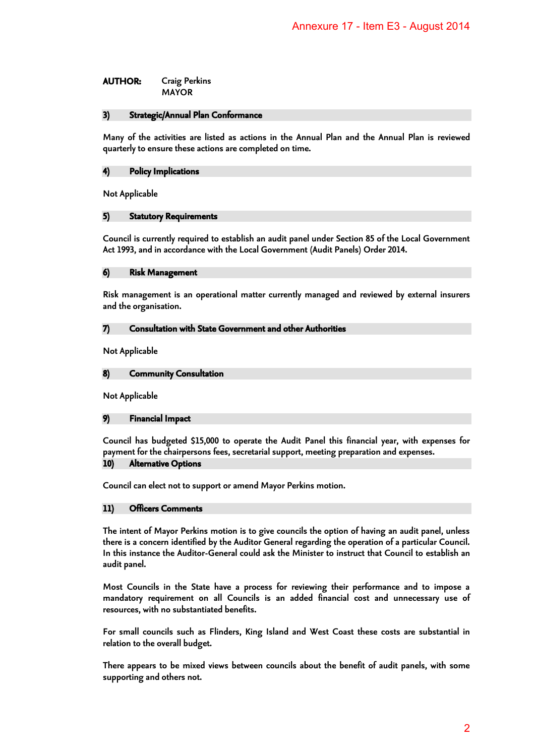**AUTHOR:** Craig Perkins
MAYOR

### 3) Strategic/Annual Plan Conformance

Many of the activities are listed as actions in the Annual Plan and the Annual Plan is reviewed quarterly to ensure these actions are completed on time.

### 4) Policy Implications

Not Applicable

### 5) Statutory Requirements

Council is currently required to establish an audit panel under Section 85 of the Local Government Act 1993, and in accordance with the Local Government (Audit Panels) Order 2014.

### 6) Risk Management

Risk management is an operational matter currently managed and reviewed by external insurers and the organisation.

### 7) Consultation with State Government and other Authorities

Not Applicable

### 8) Community Consultation

Not Applicable

### 9) Financial Impact

Council has budgeted $15,000 to operate the Audit Panel this financial year, with expenses for payment for the chairpersons fees, secretarial support, meeting preparation and expenses.

### 10) Alternative Options

Council can elect not to support or amend Mayor Perkins motion.

### 11) Officers Comments

The intent of Mayor Perkins motion is to give councils the option of having an audit panel, unless there is a concern identified by the Auditor General regarding the operation of a particular Council. In this instance the Auditor-General could ask the Minister to instruct that Council to establish an audit panel.

Most Councils in the State have a process for reviewing their performance and to impose a mandatory requirement on all Councils is an added financial cost and unnecessary use of resources, with no substantiated benefits.

For small councils such as Flinders, King Island and West Coast these costs are substantial in relation to the overall budget.

There appears to be mixed views between councils about the benefit of audit panels, with some supporting and others not.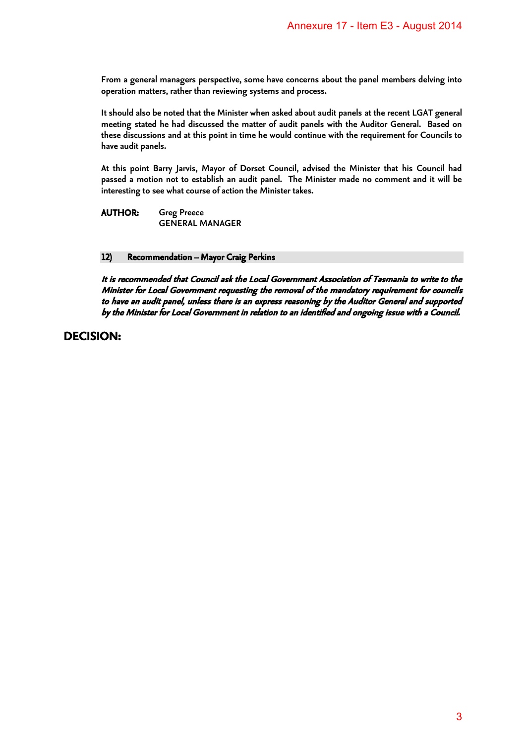From a general managers perspective, some have concerns about the panel members delving into operation matters, rather than reviewing systems and process.

It should also be noted that the Minister when asked about audit panels at the recent LGAT general meeting stated he had discussed the matter of audit panels with the Auditor General. Based on these discussions and at this point in time he would continue with the requirement for Councils to have audit panels.

At this point Barry Jarvis, Mayor of Dorset Council, advised the Minister that his Council had passed a motion not to establish an audit panel. The Minister made no comment and it will be interesting to see what course of action the Minister takes.

**AUTHOR:** Greg Preece
GENERAL MANAGER

### 12) Recommendation – Mayor Craig Perkins

***It is recommended that Council ask the Local Government Association of Tasmania to write to the Minister for Local Government requesting the removal of the mandatory requirement for councils to have an audit panel, unless there is an express reasoning by the Auditor General and supported by the Minister for Local Government in relation to an identified and ongoing issue with a Council.***

## DECISION: